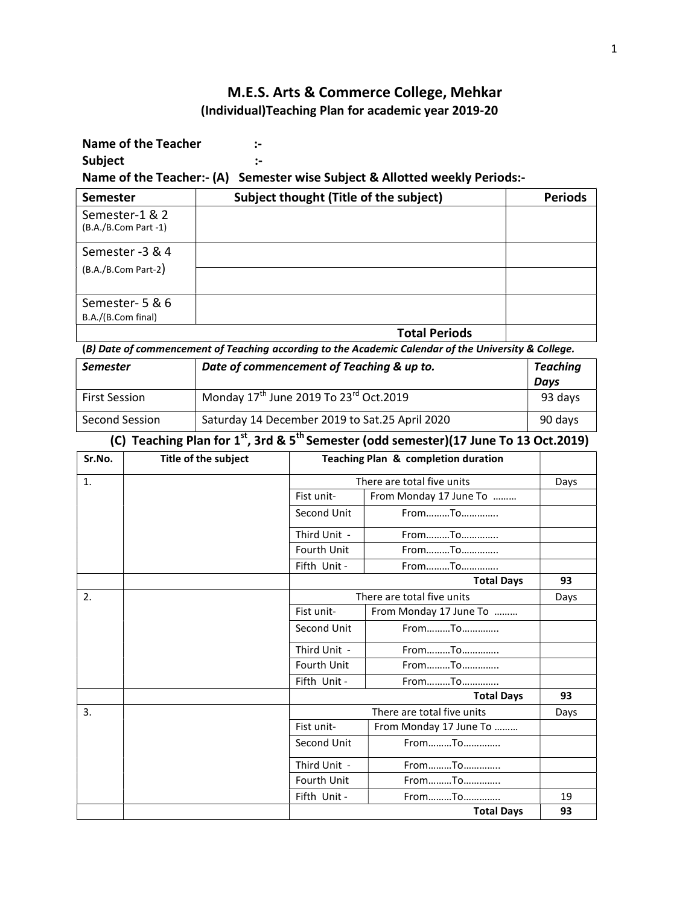# M.E.S. Arts & Commerce College, Mehkar

## (Individual)Teaching Plan for academic year 2019-20

**Name of the Teacher :-**

**Subject :-**

**Name of the Teacher:- (A) Semester wise Subject & Allotted weekly Periods:-**

| Semester | Subject thought (Title of the subject) | Periods |
|---|---|---|
| Semester-1 & 2 (B.A./B.Com Part -1) | | |
| Semester -3 & 4 (B.A./B.Com Part-2) | | |
| | | |
| Semester- 5 & 6 B.A./(B.Com final) | | |
| | **Total Periods** | |

**(*B) Date of commencement of Teaching according to the Academic Calendar of the University & College.***

| *Semester* | *Date of commencement of Teaching & up to.* | *Teaching Days* |
|---|---|---|
| First Session | Monday 17th June 2019 To 23rd Oct.2019 | 93 days |
| Second Session | Saturday 14 December 2019 to Sat.25 April 2020 | 90 days |

### (C) Teaching Plan for 1st, 3rd & 5th Semester (odd semester)(17 June To 13 Oct.2019)

| Sr.No. | Title of the subject | Teaching Plan & completion duration | | |
|---|---|---|---|---|
| 1. | | There are total five units | | Days |
| | | Fist unit- | From Monday 17 June To ……… | |
| | | Second Unit | From………To………….. | |
| | | Third Unit - | From………To………….. | |
| | | Fourth Unit | From………To………….. | |
| | | Fifth Unit - | From………To………….. | |
| | | | **Total Days** | **93** |
| 2. | | There are total five units | | Days |
| | | Fist unit- | From Monday 17 June To ……… | |
| | | Second Unit | From………To………….. | |
| | | Third Unit - | From………To………….. | |
| | | Fourth Unit | From………To………….. | |
| | | Fifth Unit - | From………To………….. | |
| | | | **Total Days** | **93** |
| 3. | | There are total five units | | Days |
| | | Fist unit- | From Monday 17 June To ……… | |
| | | Second Unit | From………To………….. | |
| | | Third Unit - | From………To………….. | |
| | | Fourth Unit | From………To………….. | |
| | | Fifth Unit - | From………To………….. | 19 |
| | | | **Total Days** | **93** |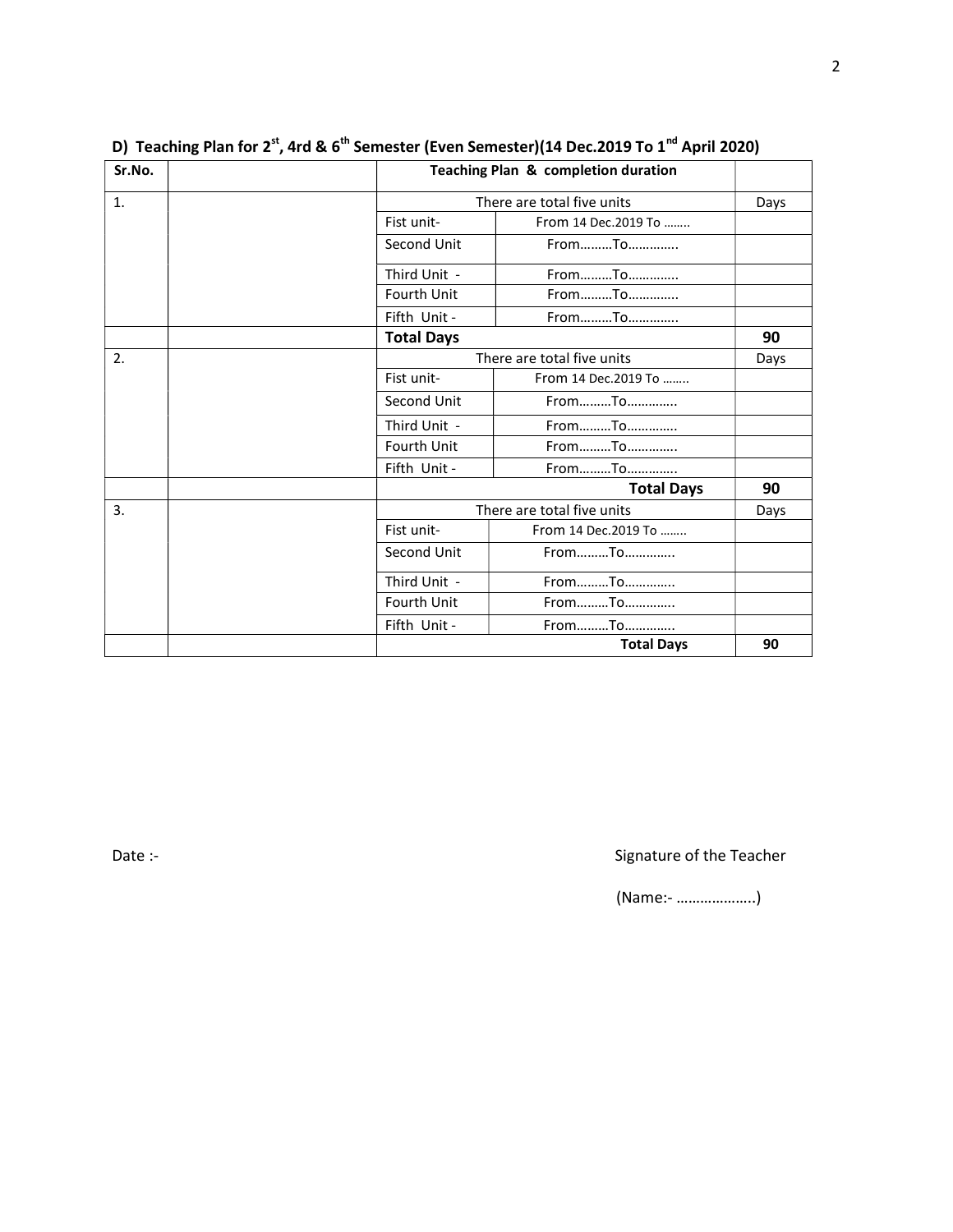### D) Teaching Plan for 2[st], 4rd & 6[th] Semester (Even Semester)(14 Dec.2019 To 1[nd] April 2020)

| Sr.No. | | Teaching Plan & completion duration | | |
|---|---|---|---|---|
| 1. | | There are total five units | | Days |
| | | Fist unit- | From 14 Dec.2019 To …….. | |
| | | Second Unit | From………To………….. | |
| | | Third Unit - | From………To………….. | |
| | | Fourth Unit | From………To………….. | |
| | | Fifth Unit - | From………To………….. | |
| | | **Total Days** | | **90** |
| 2. | | There are total five units | | Days |
| | | Fist unit- | From 14 Dec.2019 To …….. | |
| | | Second Unit | From………To………….. | |
| | | Third Unit - | From………To………….. | |
| | | Fourth Unit | From………To………….. | |
| | | Fifth Unit - | From………To………….. | |
| | | | **Total Days** | **90** |
| 3. | | There are total five units | | Days |
| | | Fist unit- | From 14 Dec.2019 To …….. | |
| | | Second Unit | From………To………….. | |
| | | Third Unit - | From………To………….. | |
| | | Fourth Unit | From………To………….. | |
| | | Fifth Unit - | From………To………….. | |
| | | | **Total Days** | **90** |

Date :-

Signature of the Teacher

(Name:- ………………..)